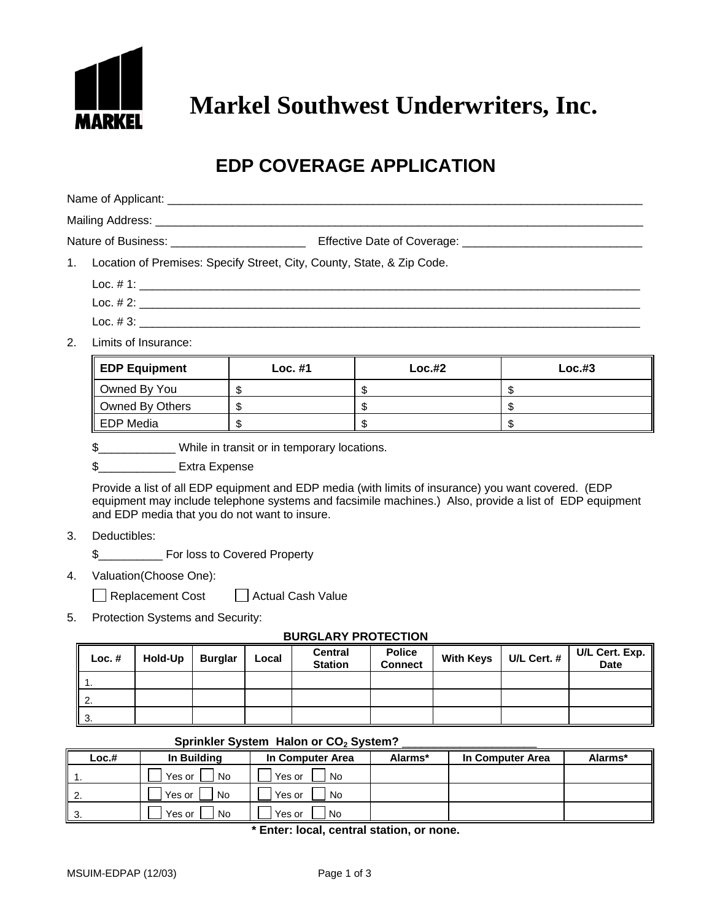# Markel Southwest Underwriters, Inc.

## EDP COVERAGE APPLICATION

Name of Applicant: ___________________________________________________________________________

Mailing Address: _____________________________________________________________________________

Nature of Business: _____________________ Effective Date of Coverage: ____________________________

1. Location of Premises: Specify Street, City, County, State, & Zip Code.

   Loc. # 1: ________________________________________________________________________________

   Loc. # 2: ________________________________________________________________________________

   Loc. # 3: ________________________________________________________________________________

2. Limits of Insurance:

| EDP Equipment | Loc. #1 | Loc.#2 | Loc.#3 |
|---|---|---|---|
| Owned By You | $ | $ | $ |
| Owned By Others | $ | $ | $ |
| EDP Media | $ | $ | $ |

   $____________ While in transit or in temporary locations.

   $____________ Extra Expense

   Provide a list of all EDP equipment and EDP media (with limits of insurance) you want covered. (EDP equipment may include telephone systems and facsimile machines.) Also, provide a list of EDP equipment and EDP media that you do not want to insure.

3. Deductibles:

   $__________ For loss to Covered Property

4. Valuation(Choose One):

   ☐ Replacement Cost ☐ Actual Cash Value

5. Protection Systems and Security:

**BURGLARY PROTECTION**

| Loc. # | Hold-Up | Burglar | Local | Central Station | Police Connect | With Keys | U/L Cert. # | U/L Cert. Exp. Date |
|---|---|---|---|---|---|---|---|---|
| 1. | | | | | | | | |
| 2. | | | | | | | | |
| 3. | | | | | | | | |

**Sprinkler System Halon or $CO_2$ System?** _____________________

| Loc.# | In Building | In Computer Area | Alarms* | In Computer Area | Alarms* |
|---|---|---|---|---|---|
| 1. | ☐ Yes or ☐ No | ☐ Yes or ☐ No | | | |
| 2. | ☐ Yes or ☐ No | ☐ Yes or ☐ No | | | |
| 3. | ☐ Yes or ☐ No | ☐ Yes or ☐ No | | | |

**\* Enter: local, central station, or none.**

MSUIM-EDPAP (12/03)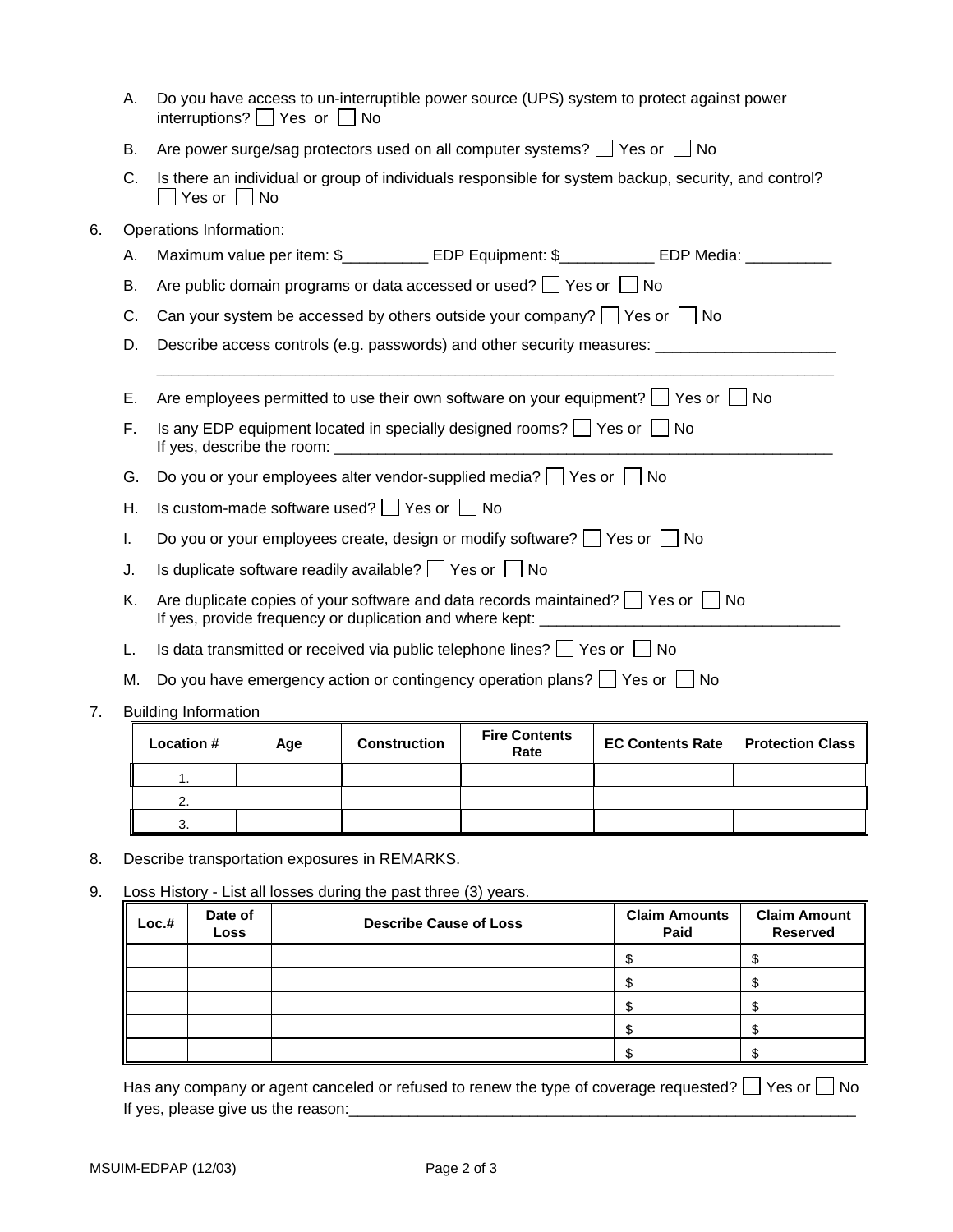A. Do you have access to un-interruptible power source (UPS) system to protect against power interruptions? ☐ Yes or ☐ No

B. Are power surge/sag protectors used on all computer systems? ☐ Yes or ☐ No

C. Is there an individual or group of individuals responsible for system backup, security, and control? ☐ Yes or ☐ No

6. Operations Information:

   A. Maximum value per item: $__________ EDP Equipment: $___________ EDP Media: __________

   B. Are public domain programs or data accessed or used? ☐ Yes or ☐ No

   C. Can your system be accessed by others outside your company? ☐ Yes or ☐ No

   D. Describe access controls (e.g. passwords) and other security measures: _____________________
   ________________________________________________________________________________

   E. Are employees permitted to use their own software on your equipment? ☐ Yes or ☐ No

   F. Is any EDP equipment located in specially designed rooms? ☐ Yes or ☐ No
   If yes, describe the room: ____________________________________________________________

   G. Do you or your employees alter vendor-supplied media? ☐ Yes or ☐ No

   H. Is custom-made software used? ☐ Yes or ☐ No

   I. Do you or your employees create, design or modify software? ☐ Yes or ☐ No

   J. Is duplicate software readily available? ☐ Yes or ☐ No

   K. Are duplicate copies of your software and data records maintained? ☐ Yes or ☐ No
   If yes, provide frequency or duplication and where kept: ___________________________________

   L. Is data transmitted or received via public telephone lines? ☐ Yes or ☐ No

   M. Do you have emergency action or contingency operation plans? ☐ Yes or ☐ No

7. Building Information

| Location # | Age | Construction | Fire Contents Rate | EC Contents Rate | Protection Class |
|---|---|---|---|---|---|
| 1. | | | | | |
| 2. | | | | | |
| 3. | | | | | |

8. Describe transportation exposures in REMARKS.

9. Loss History - List all losses during the past three (3) years.

| Loc.# | Date of Loss | Describe Cause of Loss | Claim Amounts Paid | Claim Amount Reserved |
|---|---|---|---|---|
| | | | $ | $ |
| | | | $ | $ |
| | | | $ | $ |
| | | | $ | $ |
| | | | $ | $ |

Has any company or agent canceled or refused to renew the type of coverage requested? ☐ Yes or ☐ No
If yes, please give us the reason:_______________________________________________________________

MSUIM-EDPAP (12/03)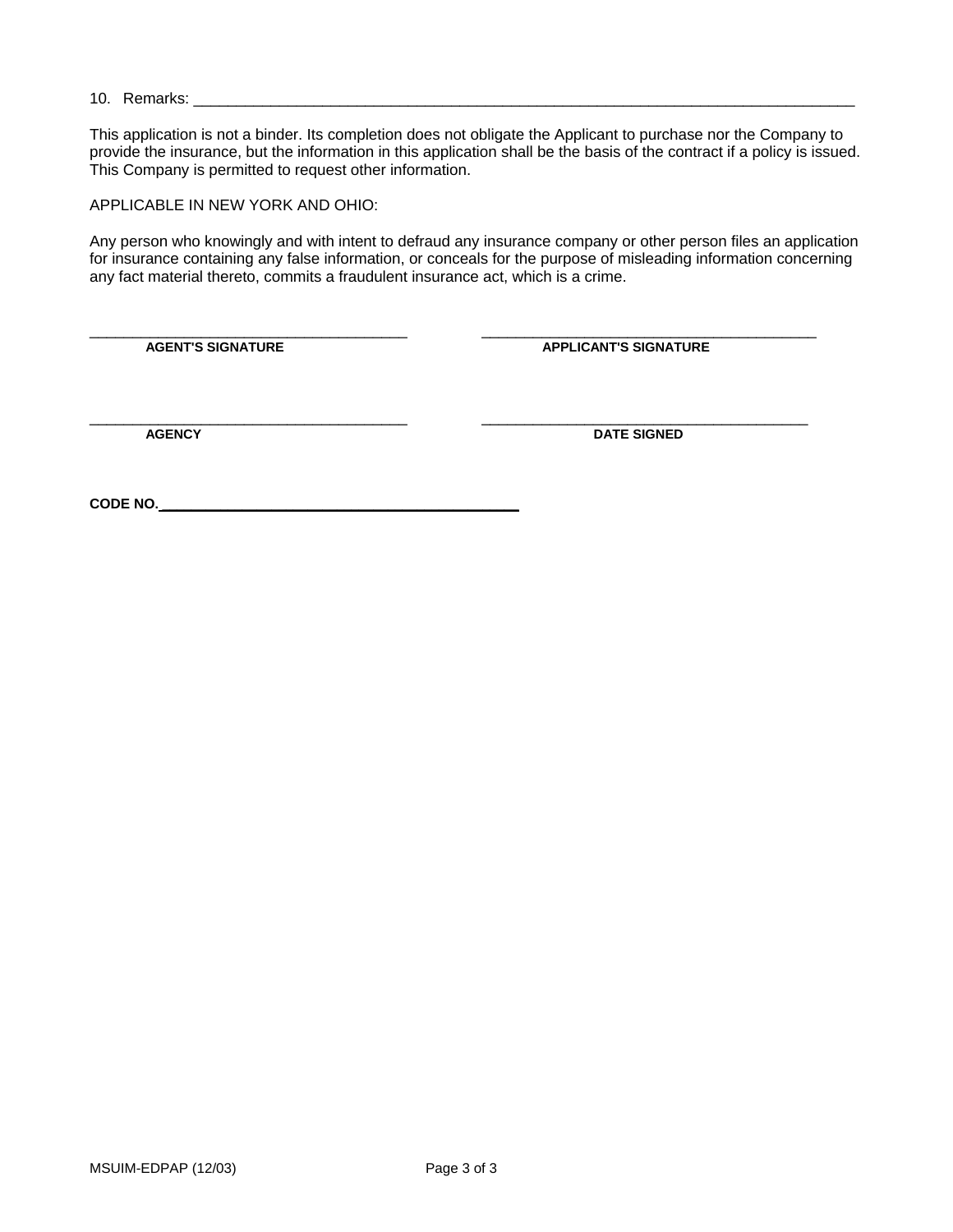10. Remarks: ___________________________________________________________________________

This application is not a binder. Its completion does not obligate the Applicant to purchase nor the Company to provide the insurance, but the information in this application shall be the basis of the contract if a policy is issued. This Company is permitted to request other information.

APPLICABLE IN NEW YORK AND OHIO:

Any person who knowingly and with intent to defraud any insurance company or other person files an application for insurance containing any false information, or conceals for the purpose of misleading information concerning any fact material thereto, commits a fraudulent insurance act, which is a crime.

_______________________________________ &nbsp;&nbsp;&nbsp;&nbsp; _______________________________________

**AGENT'S SIGNATURE** &nbsp;&nbsp;&nbsp;&nbsp; **APPLICANT'S SIGNATURE**

_______________________________________ &nbsp;&nbsp;&nbsp;&nbsp; _______________________________________

**AGENCY** &nbsp;&nbsp;&nbsp;&nbsp; **DATE SIGNED**

**CODE NO.**_____________________________________________

MSUIM-EDPAP (12/03)